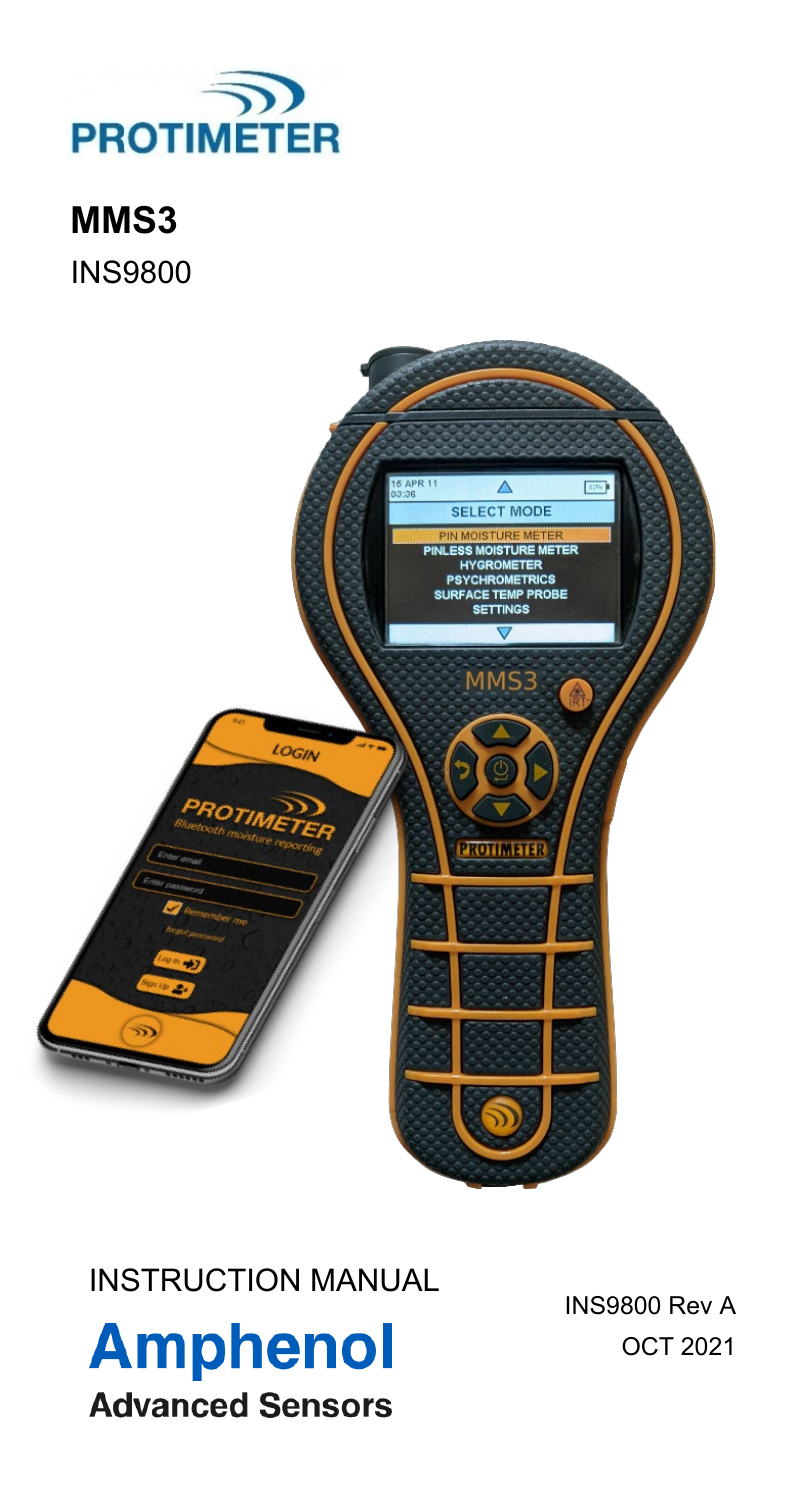PROTIMETER

# MMS3

INS9800

INSTRUCTION MANUAL

INS9800 Rev A

OCT 2021

**Amphenol**

**Advanced Sensors**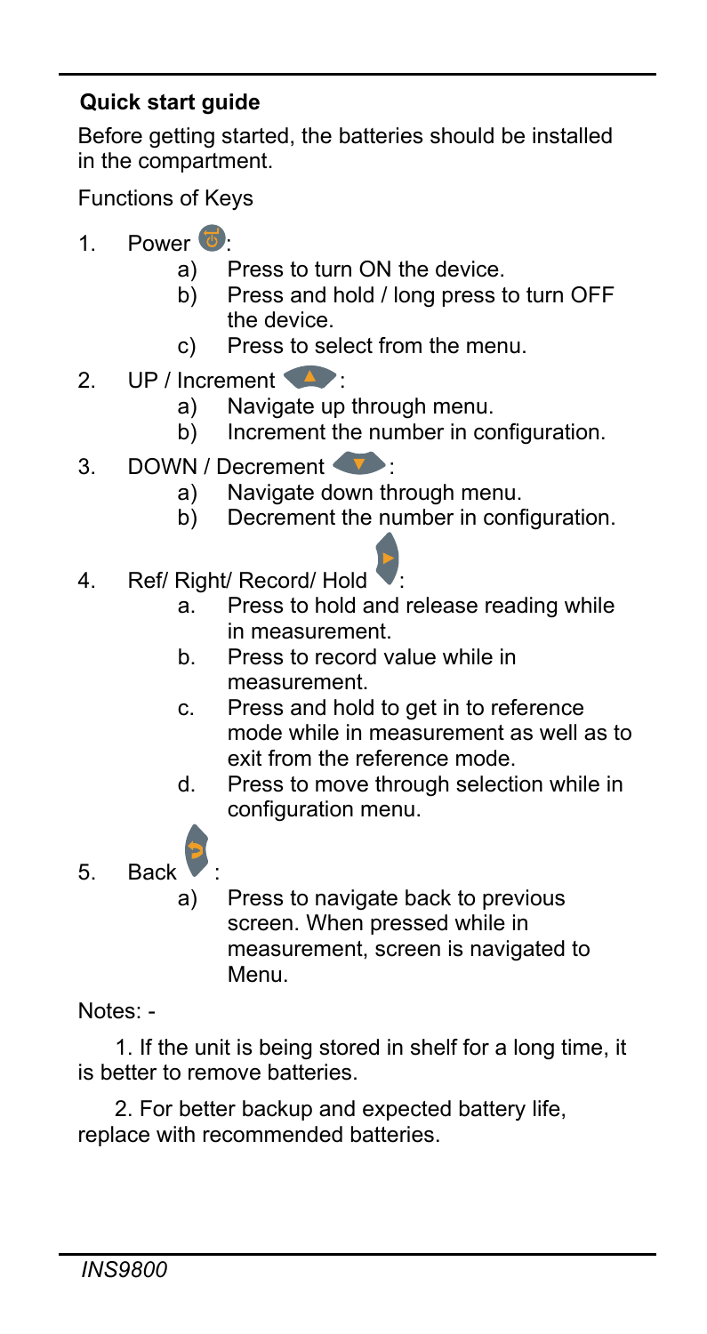**Quick start guide**

Before getting started, the batteries should be installed in the compartment.

Functions of Keys

1. Power :
   a) Press to turn ON the device.
   b) Press and hold / long press to turn OFF the device.
   c) Press to select from the menu.
2. UP / Increment :
   a) Navigate up through menu.
   b) Increment the number in configuration.
3. DOWN / Decrement :
   a) Navigate down through menu.
   b) Decrement the number in configuration.
4. Ref/ Right/ Record/ Hold :
   a. Press to hold and release reading while in measurement.
   b. Press to record value while in measurement.
   c. Press and hold to get in to reference mode while in measurement as well as to exit from the reference mode.
   d. Press to move through selection while in configuration menu.
5. Back :
   a) Press to navigate back to previous screen. When pressed while in measurement, screen is navigated to Menu.

Notes: -

1. If the unit is being stored in shelf for a long time, it is better to remove batteries.

2. For better backup and expected battery life, replace with recommended batteries.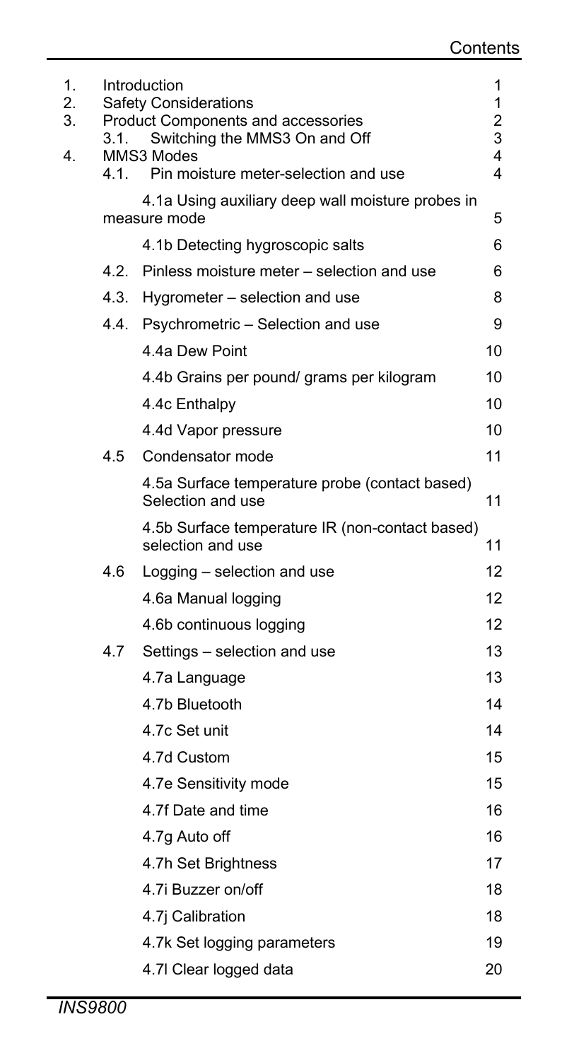# Contents

| | | | |
|---|---|---|---|
| 1. | Introduction | | 1 |
| 2. | Safety Considerations | | 1 |
| 3. | Product Components and accessories | | 2 |
| | 3.1. | Switching the MMS3 On and Off | 3 |
| 4. | MMS3 Modes | | 4 |
| | 4.1. | Pin moisture meter-selection and use | 4 |
| | | 4.1a Using auxiliary deep wall moisture probes in measure mode | 5 |
| | | 4.1b Detecting hygroscopic salts | 6 |
| | 4.2. | Pinless moisture meter – selection and use | 6 |
| | 4.3. | Hygrometer – selection and use | 8 |
| | 4.4. | Psychrometric – Selection and use | 9 |
| | | 4.4a Dew Point | 10 |
| | | 4.4b Grains per pound/ grams per kilogram | 10 |
| | | 4.4c Enthalpy | 10 |
| | | 4.4d Vapor pressure | 10 |
| | 4.5 | Condensator mode | 11 |
| | | 4.5a Surface temperature probe (contact based) Selection and use | 11 |
| | | 4.5b Surface temperature IR (non-contact based) selection and use | 11 |
| | 4.6 | Logging – selection and use | 12 |
| | | 4.6a Manual logging | 12 |
| | | 4.6b continuous logging | 12 |
| | 4.7 | Settings – selection and use | 13 |
| | | 4.7a Language | 13 |
| | | 4.7b Bluetooth | 14 |
| | | 4.7c Set unit | 14 |
| | | 4.7d Custom | 15 |
| | | 4.7e Sensitivity mode | 15 |
| | | 4.7f Date and time | 16 |
| | | 4.7g Auto off | 16 |
| | | 4.7h Set Brightness | 17 |
| | | 4.7i Buzzer on/off | 18 |
| | | 4.7j Calibration | 18 |
| | | 4.7k Set logging parameters | 19 |
| | | 4.7l Clear logged data | 20 |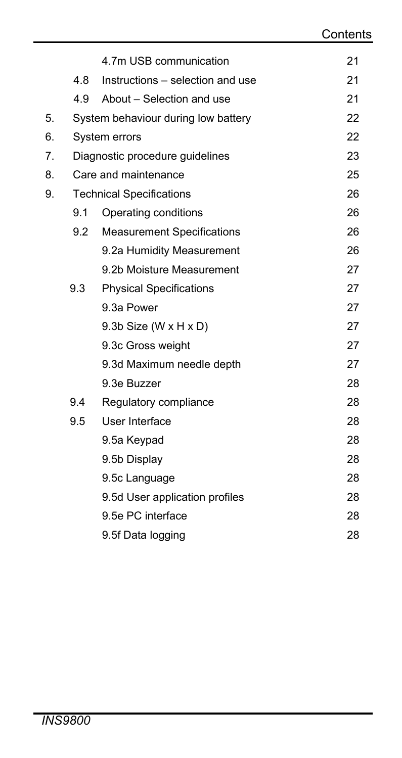| | | | |
|---|---|---|---|
| | | 4.7m USB communication | 21 |
| | 4.8 | Instructions – selection and use | 21 |
| | 4.9 | About – Selection and use | 21 |
| 5. | System behaviour during low battery | | 22 |
| 6. | System errors | | 22 |
| 7. | Diagnostic procedure guidelines | | 23 |
| 8. | Care and maintenance | | 25 |
| 9. | Technical Specifications | | 26 |
| | 9.1 | Operating conditions | 26 |
| | 9.2 | Measurement Specifications | 26 |
| | | 9.2a Humidity Measurement | 26 |
| | | 9.2b Moisture Measurement | 27 |
| | 9.3 | Physical Specifications | 27 |
| | | 9.3a Power | 27 |
| | | 9.3b Size (W x H x D) | 27 |
| | | 9.3c Gross weight | 27 |
| | | 9.3d Maximum needle depth | 27 |
| | | 9.3e Buzzer | 28 |
| | 9.4 | Regulatory compliance | 28 |
| | 9.5 | User Interface | 28 |
| | | 9.5a Keypad | 28 |
| | | 9.5b Display | 28 |
| | | 9.5c Language | 28 |
| | | 9.5d User application profiles | 28 |
| | | 9.5e PC interface | 28 |
| | | 9.5f Data logging | 28 |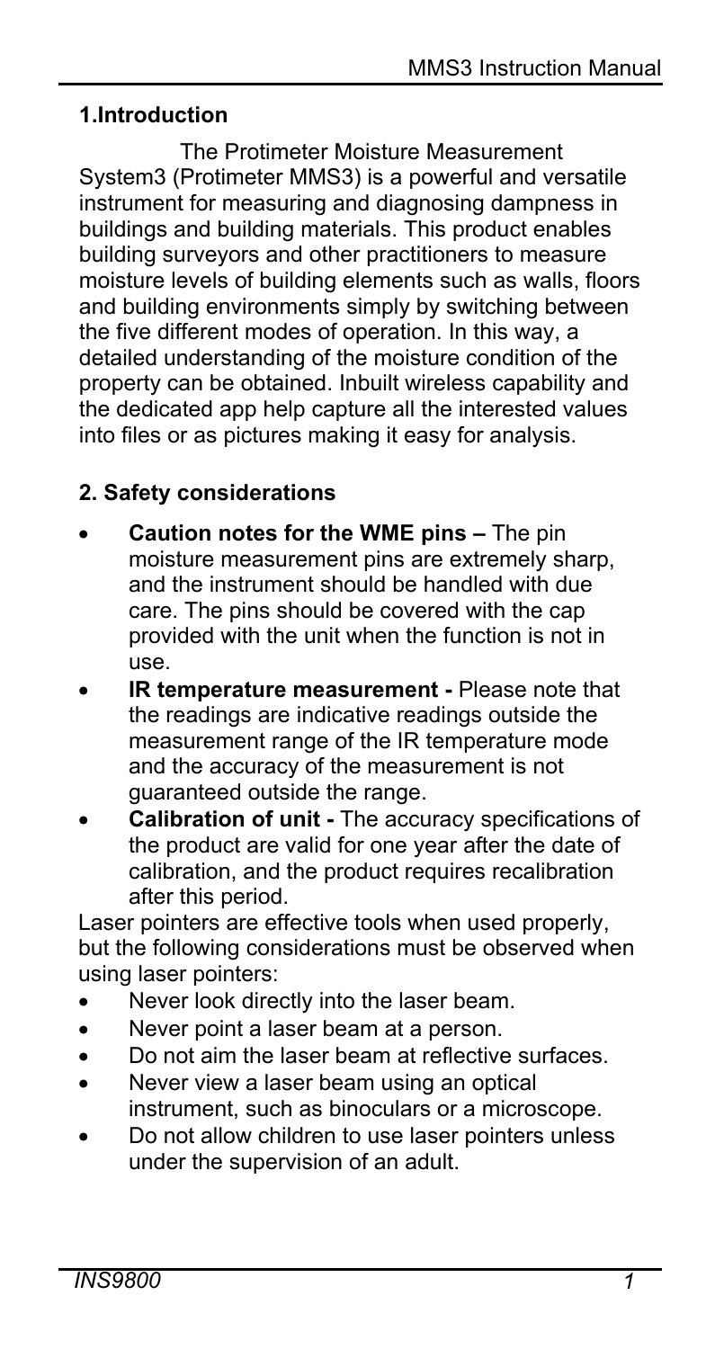## 1.Introduction

The Protimeter Moisture Measurement System3 (Protimeter MMS3) is a powerful and versatile instrument for measuring and diagnosing dampness in buildings and building materials. This product enables building surveyors and other practitioners to measure moisture levels of building elements such as walls, floors and building environments simply by switching between the five different modes of operation. In this way, a detailed understanding of the moisture condition of the property can be obtained. Inbuilt wireless capability and the dedicated app help capture all the interested values into files or as pictures making it easy for analysis.

## 2. Safety considerations

- **Caution notes for the WME pins –** The pin moisture measurement pins are extremely sharp, and the instrument should be handled with due care. The pins should be covered with the cap provided with the unit when the function is not in use.
- **IR temperature measurement -** Please note that the readings are indicative readings outside the measurement range of the IR temperature mode and the accuracy of the measurement is not guaranteed outside the range.
- **Calibration of unit -** The accuracy specifications of the product are valid for one year after the date of calibration, and the product requires recalibration after this period.

Laser pointers are effective tools when used properly, but the following considerations must be observed when using laser pointers:

- Never look directly into the laser beam.
- Never point a laser beam at a person.
- Do not aim the laser beam at reflective surfaces.
- Never view a laser beam using an optical instrument, such as binoculars or a microscope.
- Do not allow children to use laser pointers unless under the supervision of an adult.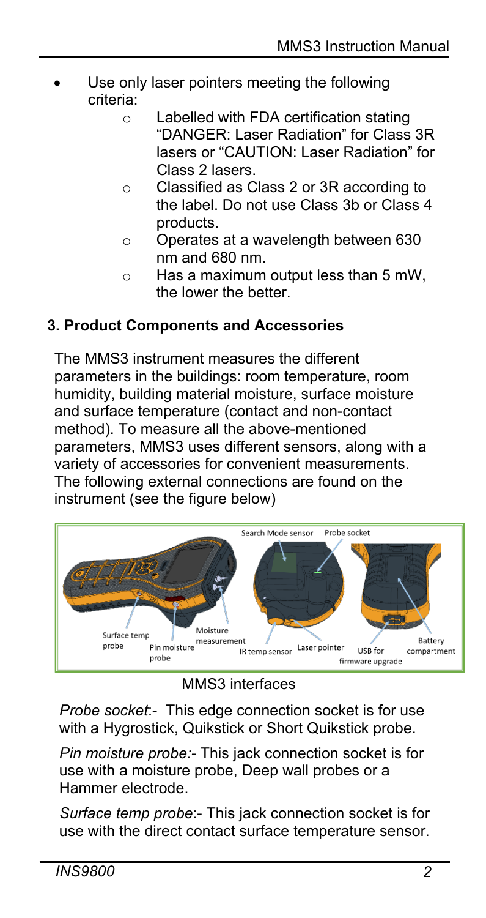- Use only laser pointers meeting the following criteria:
  - Labelled with FDA certification stating "DANGER: Laser Radiation" for Class 3R lasers or "CAUTION: Laser Radiation" for Class 2 lasers.
  - Classified as Class 2 or 3R according to the label. Do not use Class 3b or Class 4 products.
  - Operates at a wavelength between 630 nm and 680 nm.
  - Has a maximum output less than 5 mW, the lower the better.

## 3. Product Components and Accessories

The MMS3 instrument measures the different parameters in the buildings: room temperature, room humidity, building material moisture, surface moisture and surface temperature (contact and non-contact method). To measure all the above-mentioned parameters, MMS3 uses different sensors, along with a variety of accessories for convenient measurements. The following external connections are found on the instrument (see the figure below)

MMS3 interfaces

*Probe socket*:- This edge connection socket is for use with a Hygrostick, Quikstick or Short Quikstick probe.

*Pin moisture probe:*- This jack connection socket is for use with a moisture probe, Deep wall probes or a Hammer electrode.

*Surface temp probe*:- This jack connection socket is for use with the direct contact surface temperature sensor.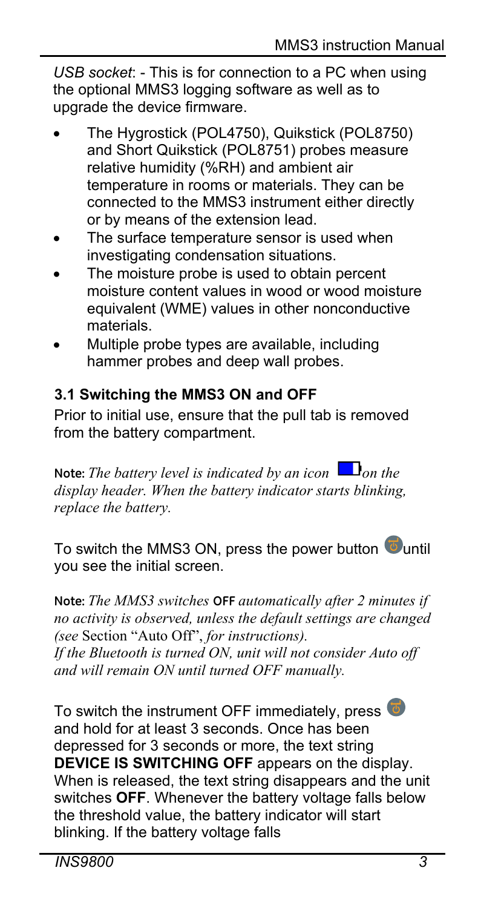*USB socket*: - This is for connection to a PC when using the optional MMS3 logging software as well as to upgrade the device firmware.

- The Hygrostick (POL4750), Quikstick (POL8750) and Short Quikstick (POL8751) probes measure relative humidity (%RH) and ambient air temperature in rooms or materials. They can be connected to the MMS3 instrument either directly or by means of the extension lead.
- The surface temperature sensor is used when investigating condensation situations.
- The moisture probe is used to obtain percent moisture content values in wood or wood moisture equivalent (WME) values in other nonconductive materials.
- Multiple probe types are available, including hammer probes and deep wall probes.

### 3.1 Switching the MMS3 ON and OFF

Prior to initial use, ensure that the pull tab is removed from the battery compartment.

**Note:** *The battery level is indicated by an icon on the display header. When the battery indicator starts blinking, replace the battery.*

To switch the MMS3 ON, press the power button until you see the initial screen.

**Note:** *The MMS3 switches* **OFF** *automatically after 2 minutes if no activity is observed, unless the default settings are changed (see* Section "Auto Off", *for instructions).*
*If the Bluetooth is turned ON, unit will not consider Auto off and will remain ON until turned OFF manually.*

To switch the instrument OFF immediately, press and hold for at least 3 seconds. Once has been depressed for 3 seconds or more, the text string **DEVICE IS SWITCHING OFF** appears on the display. When is released, the text string disappears and the unit switches **OFF**. Whenever the battery voltage falls below the threshold value, the battery indicator will start blinking. If the battery voltage falls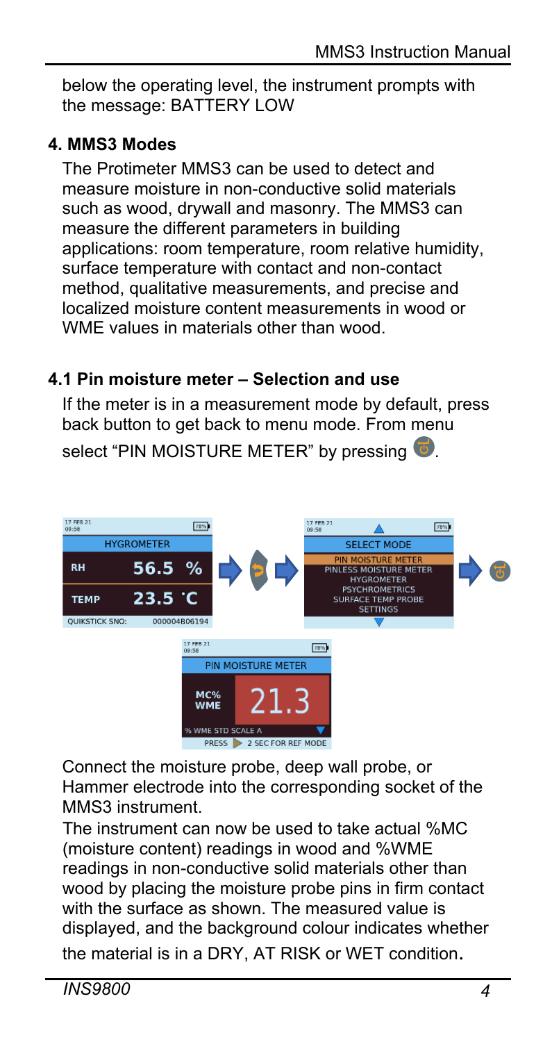below the operating level, the instrument prompts with the message: BATTERY LOW

## 4. MMS3 Modes

The Protimeter MMS3 can be used to detect and measure moisture in non-conductive solid materials such as wood, drywall and masonry. The MMS3 can measure the different parameters in building applications: room temperature, room relative humidity, surface temperature with contact and non-contact method, qualitative measurements, and precise and localized moisture content measurements in wood or WME values in materials other than wood.

### 4.1 Pin moisture meter – Selection and use

If the meter is in a measurement mode by default, press back button to get back to menu mode. From menu select "PIN MOISTURE METER" by pressing .

Connect the moisture probe, deep wall probe, or Hammer electrode into the corresponding socket of the MMS3 instrument.

The instrument can now be used to take actual %MC (moisture content) readings in wood and %WME readings in non-conductive solid materials other than wood by placing the moisture probe pins in firm contact with the surface as shown. The measured value is displayed, and the background colour indicates whether the material is in a DRY, AT RISK or WET condition.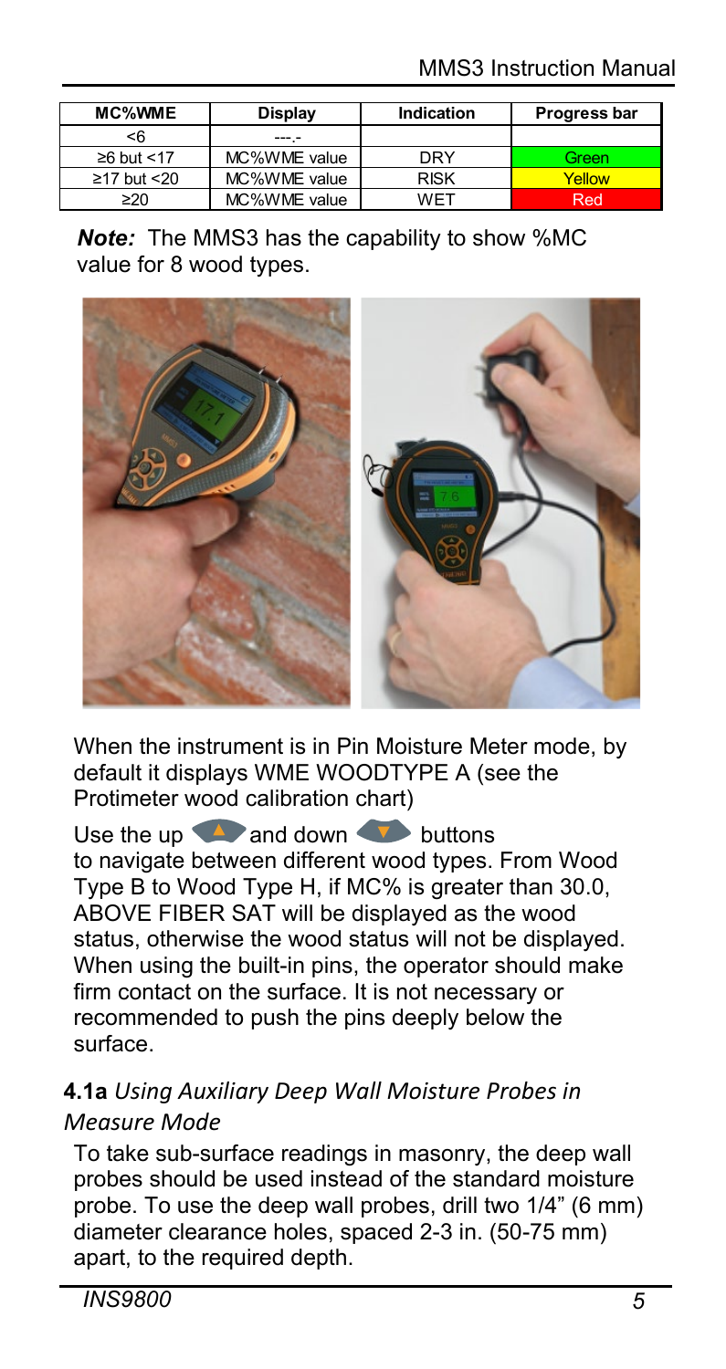| MC%WME | Display | Indication | Progress bar |
| --- | --- | --- | --- |
| <6 | ---.- | | |
| ≥6 but <17 | MC%WME value | DRY | Green |
| ≥17 but <20 | MC%WME value | RISK | Yellow |
| ≥20 | MC%WME value | WET | Red |

***Note:*** The MMS3 has the capability to show %MC value for 8 wood types.

When the instrument is in Pin Moisture Meter mode, by default it displays WME WOODTYPE A (see the Protimeter wood calibration chart)

Use the up and down buttons to navigate between different wood types. From Wood Type B to Wood Type H, if MC% is greater than 30.0, ABOVE FIBER SAT will be displayed as the wood status, otherwise the wood status will not be displayed. When using the built-in pins, the operator should make firm contact on the surface. It is not necessary or recommended to push the pins deeply below the surface.

### **4.1a** *Using Auxiliary Deep Wall Moisture Probes in Measure Mode*

To take sub-surface readings in masonry, the deep wall probes should be used instead of the standard moisture probe. To use the deep wall probes, drill two 1/4" (6 mm) diameter clearance holes, spaced 2-3 in. (50-75 mm) apart, to the required depth.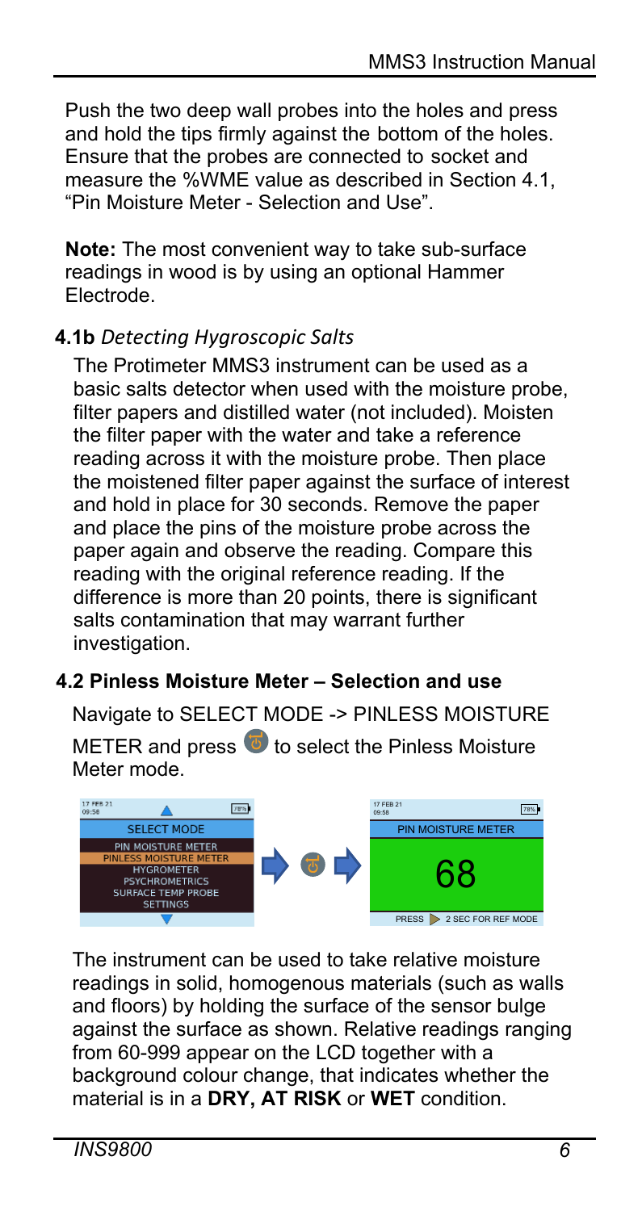Push the two deep wall probes into the holes and press and hold the tips firmly against the bottom of the holes. Ensure that the probes are connected to socket and measure the %WME value as described in Section 4.1, "Pin Moisture Meter - Selection and Use".

**Note:** The most convenient way to take sub-surface readings in wood is by using an optional Hammer Electrode.

### 4.1b *Detecting Hygroscopic Salts*

The Protimeter MMS3 instrument can be used as a basic salts detector when used with the moisture probe, filter papers and distilled water (not included). Moisten the filter paper with the water and take a reference reading across it with the moisture probe. Then place the moistened filter paper against the surface of interest and hold in place for 30 seconds. Remove the paper and place the pins of the moisture probe across the paper again and observe the reading. Compare this reading with the original reference reading. If the difference is more than 20 points, there is significant salts contamination that may warrant further investigation.

### 4.2 Pinless Moisture Meter – Selection and use

Navigate to SELECT MODE -> PINLESS MOISTURE METER and press to select the Pinless Moisture Meter mode.

The instrument can be used to take relative moisture readings in solid, homogenous materials (such as walls and floors) by holding the surface of the sensor bulge against the surface as shown. Relative readings ranging from 60-999 appear on the LCD together with a background colour change, that indicates whether the material is in a **DRY, AT RISK** or **WET** condition.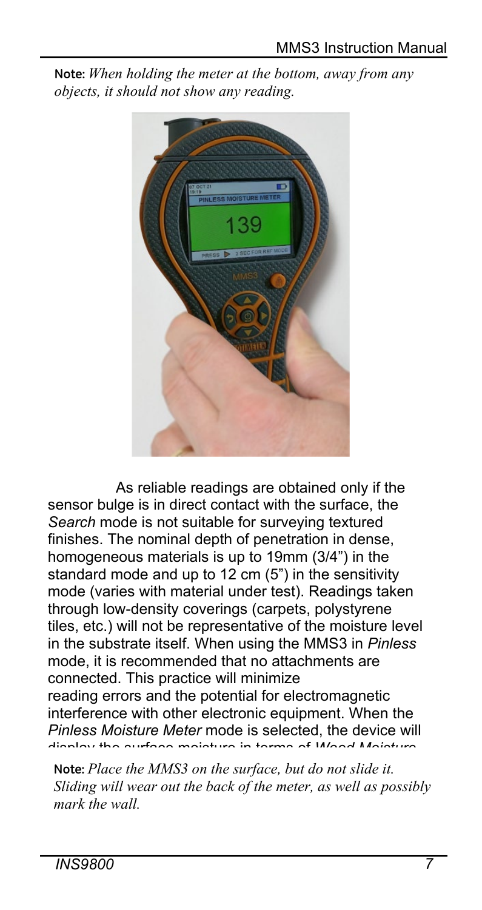**Note:** *When holding the meter at the bottom, away from any objects, it should not show any reading.*

As reliable readings are obtained only if the sensor bulge is in direct contact with the surface, the *Search* mode is not suitable for surveying textured finishes. The nominal depth of penetration in dense, homogeneous materials is up to 19mm (3/4") in the standard mode and up to 12 cm (5") in the sensitivity mode (varies with material under test). Readings taken through low-density coverings (carpets, polystyrene tiles, etc.) will not be representative of the moisture level in the substrate itself. When using the MMS3 in *Pinless* mode, it is recommended that no attachments are connected. This practice will minimize reading errors and the potential for electromagnetic interference with other electronic equipment. When the *Pinless Moisture Meter* mode is selected, the device will display the surface moisture in terms of *Wood Moisture*

**Note:** *Place the MMS3 on the surface, but do not slide it. Sliding will wear out the back of the meter, as well as possibly mark the wall.*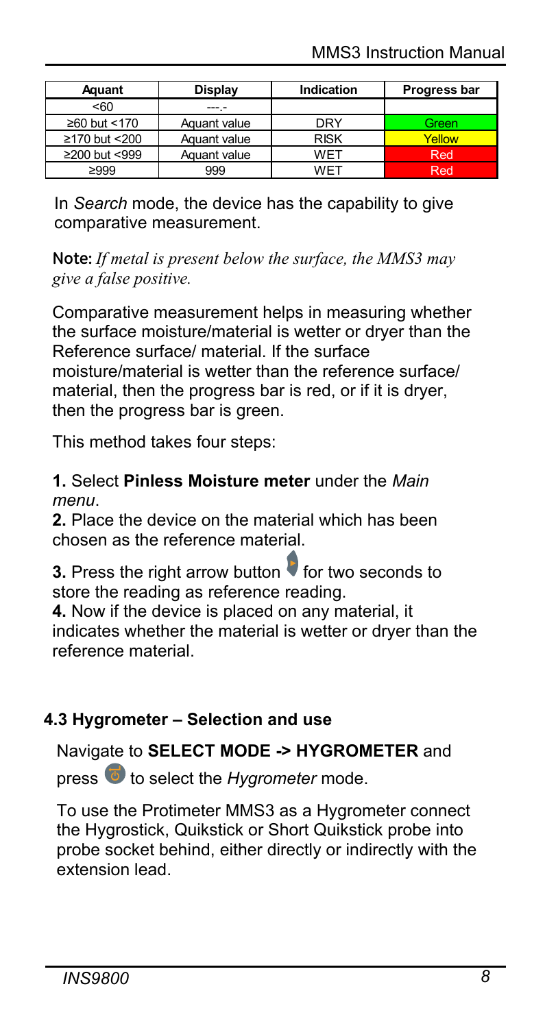| Aquant | Display | Indication | Progress bar |
|---|---|---|---|
| <60 | ---.- | | |
| ≥60 but <170 | Aquant value | DRY | Green |
| ≥170 but <200 | Aquant value | RISK | Yellow |
| ≥200 but <999 | Aquant value | WET | Red |
| ≥999 | 999 | WET | Red |

In *Search* mode, the device has the capability to give comparative measurement.

**Note:** *If metal is present below the surface, the MMS3 may give a false positive.*

Comparative measurement helps in measuring whether the surface moisture/material is wetter or dryer than the Reference surface/ material. If the surface moisture/material is wetter than the reference surface/ material, then the progress bar is red, or if it is dryer, then the progress bar is green.

This method takes four steps:

**1.** Select **Pinless Moisture meter** under the *Main menu*.

**2.** Place the device on the material which has been chosen as the reference material.

**3.** Press the right arrow button for two seconds to store the reading as reference reading.

**4.** Now if the device is placed on any material, it indicates whether the material is wetter or dryer than the reference material.

## 4.3 Hygrometer – Selection and use

Navigate to **SELECT MODE -> HYGROMETER** and press to select the *Hygrometer* mode.

To use the Protimeter MMS3 as a Hygrometer connect the Hygrostick, Quikstick or Short Quikstick probe into probe socket behind, either directly or indirectly with the extension lead.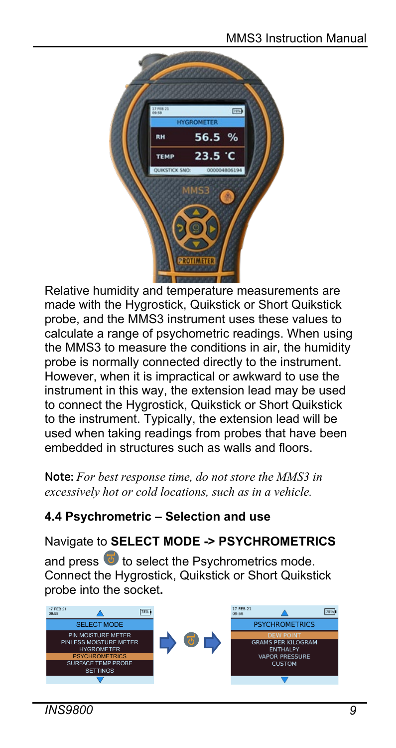Relative humidity and temperature measurements are made with the Hygrostick, Quikstick or Short Quikstick probe, and the MMS3 instrument uses these values to calculate a range of psychometric readings. When using the MMS3 to measure the conditions in air, the humidity probe is normally connected directly to the instrument. However, when it is impractical or awkward to use the instrument in this way, the extension lead may be used to connect the Hygrostick, Quikstick or Short Quikstick to the instrument. Typically, the extension lead will be used when taking readings from probes that have been embedded in structures such as walls and floors.

**Note:** *For best response time, do not store the MMS3 in excessively hot or cold locations, such as in a vehicle.*

### 4.4 Psychrometric – Selection and use

Navigate to **SELECT MODE -> PSYCHROMETRICS** and press to select the Psychrometrics mode. Connect the Hygrostick, Quikstick or Short Quikstick probe into the socket**.**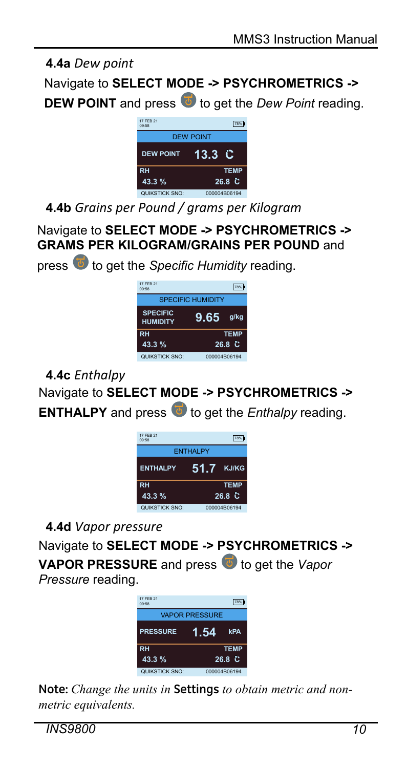**4.4a** *Dew point*

Navigate to **SELECT MODE -> PSYCHROMETRICS -> DEW POINT** and press ⏻ to get the *Dew Point* reading.

| 17 FEB 21 09:58 | 78% |
|---|---|
| DEW POINT | |
| DEW POINT | 13.3 °C |
| RH | TEMP |
| 43.3 % | 26.8 °C |
| QUIKSTICK SNO: | 000004B06194 |

**4.4b** *Grains per Pound / grams per Kilogram*

Navigate to **SELECT MODE -> PSYCHROMETRICS -> GRAMS PER KILOGRAM/GRAINS PER POUND** and press ⏻ to get the *Specific Humidity* reading.

| 17 FEB 21 09:58 | 78% |
|---|---|
| SPECIFIC HUMIDITY | |
| SPECIFIC HUMIDITY | 9.65 g/kg |
| RH | TEMP |
| 43.3 % | 26.8 °C |
| QUIKSTICK SNO: | 000004B06194 |

**4.4c** *Enthalpy*

Navigate to **SELECT MODE -> PSYCHROMETRICS -> ENTHALPY** and press ⏻ to get the *Enthalpy* reading.

| 17 FEB 21 09:58 | 78% |
|---|---|
| ENTHALPY | |
| ENTHALPY | 51.7 KJ/KG |
| RH | TEMP |
| 43.3 % | 26.8 °C |
| QUIKSTICK SNO: | 000004B06194 |

**4.4d** *Vapor pressure*

Navigate to **SELECT MODE -> PSYCHROMETRICS -> VAPOR PRESSURE** and press ⏻ to get the *Vapor Pressure* reading.

| 17 FEB 21 09:58 | 78% |
|---|---|
| VAPOR PRESSURE | |
| PRESSURE | 1.54 kPA |
| RH | TEMP |
| 43.3 % | 26.8 °C |
| QUIKSTICK SNO: | 000004B06194 |

**Note:** *Change the units in* **Settings** *to obtain metric and non-metric equivalents.*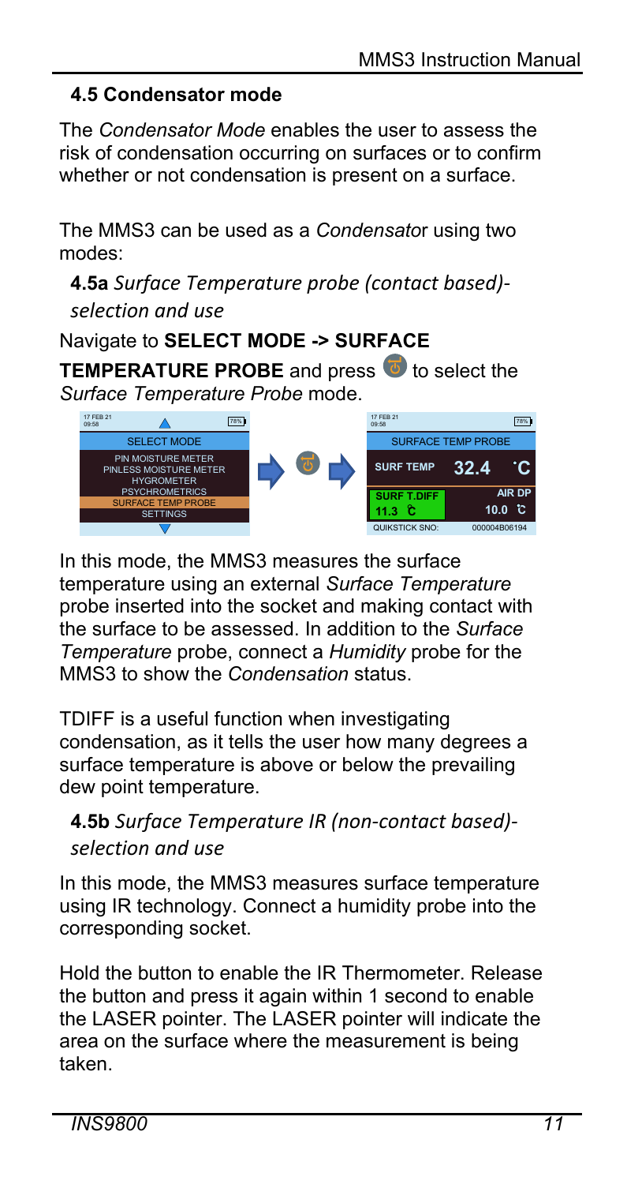## 4.5 Condensator mode

The *Condensator Mode* enables the user to assess the risk of condensation occurring on surfaces or to confirm whether or not condensation is present on a surface.

The MMS3 can be used as a *Condensato*r using two modes:

### 4.5a *Surface Temperature probe (contact based)-selection and use*

Navigate to **SELECT MODE -> SURFACE TEMPERATURE PROBE** and press to select the *Surface Temperature Probe* mode.

In this mode, the MMS3 measures the surface temperature using an external *Surface Temperature* probe inserted into the socket and making contact with the surface to be assessed. In addition to the *Surface Temperature* probe, connect a *Humidity* probe for the MMS3 to show the *Condensation* status.

TDIFF is a useful function when investigating condensation, as it tells the user how many degrees a surface temperature is above or below the prevailing dew point temperature.

### 4.5b *Surface Temperature IR (non-contact based)-selection and use*

In this mode, the MMS3 measures surface temperature using IR technology. Connect a humidity probe into the corresponding socket.

Hold the button to enable the IR Thermometer. Release the button and press it again within 1 second to enable the LASER pointer. The LASER pointer will indicate the area on the surface where the measurement is being taken.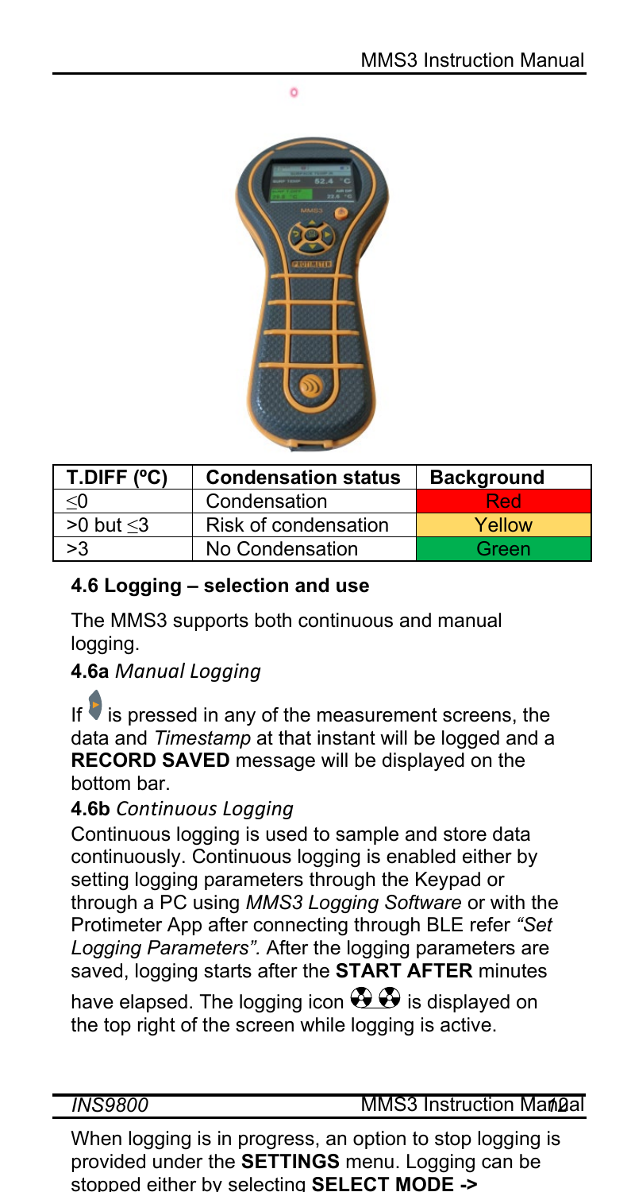| T.DIFF (ºC) | Condensation status | Background |
| --- | --- | --- |
| ≤0 | Condensation | Red |
| >0 but ≤3 | Risk of condensation | Yellow |
| >3 | No Condensation | Green |

### 4.6 Logging – selection and use

The MMS3 supports both continuous and manual logging.

#### 4.6a *Manual Logging*

If is pressed in any of the measurement screens, the data and *Timestamp* at that instant will be logged and a **RECORD SAVED** message will be displayed on the bottom bar.

#### 4.6b *Continuous Logging*

Continuous logging is used to sample and store data continuously. Continuous logging is enabled either by setting logging parameters through the Keypad or through a PC using *MMS3 Logging Software* or with the Protimeter App after connecting through BLE refer *"Set Logging Parameters".* After the logging parameters are saved, logging starts after the **START AFTER** minutes have elapsed. The logging icon is displayed on the top right of the screen while logging is active.

When logging is in progress, an option to stop logging is provided under the **SETTINGS** menu. Logging can be stopped either by selecting **SELECT MODE ->**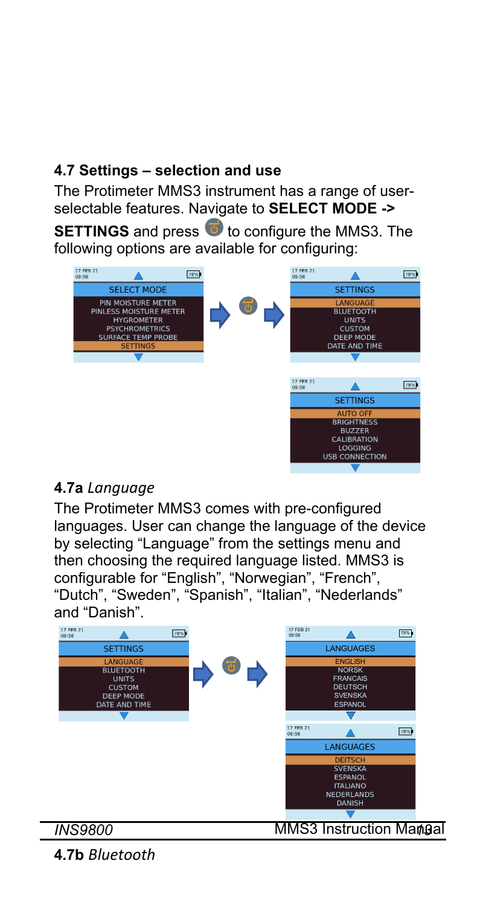## 4.7 Settings – selection and use

The Protimeter MMS3 instrument has a range of user-selectable features. Navigate to **SELECT MODE -> SETTINGS** and press to configure the MMS3. The following options are available for configuring:

### 4.7a *Language*

The Protimeter MMS3 comes with pre-configured languages. User can change the language of the device by selecting "Language" from the settings menu and then choosing the required language listed. MMS3 is configurable for "English", "Norwegian", "French", "Dutch", "Sweden", "Spanish", "Italian", "Nederlands" and "Danish".

### 4.7b *Bluetooth*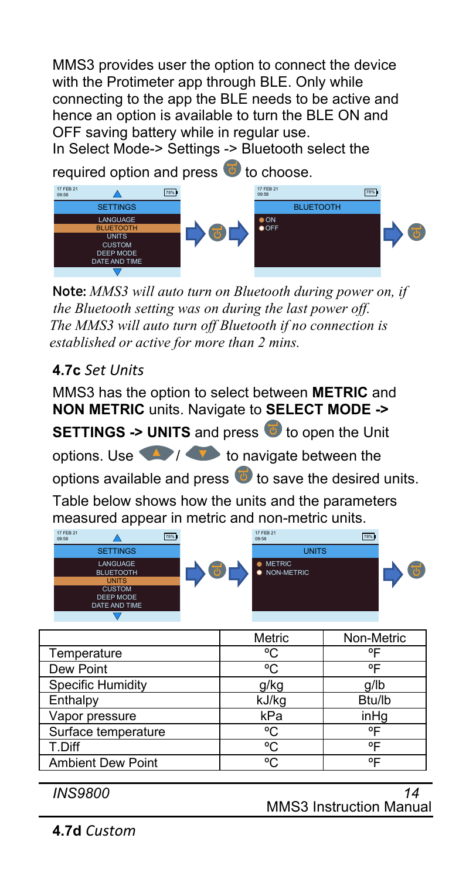MMS3 provides user the option to connect the device with the Protimeter app through BLE. Only while connecting to the app the BLE needs to be active and hence an option is available to turn the BLE ON and OFF saving battery while in regular use.
In Select Mode-> Settings -> Bluetooth select the required option and press to choose.

**Note:** *MMS3 will auto turn on Bluetooth during power on, if the Bluetooth setting was on during the last power off. The MMS3 will auto turn off Bluetooth if no connection is established or active for more than 2 mins.*

### 4.7c *Set Units*

MMS3 has the option to select between **METRIC** and **NON METRIC** units. Navigate to **SELECT MODE -> SETTINGS -> UNITS** and press to open the Unit options. Use / to navigate between the options available and press to save the desired units.

Table below shows how the units and the parameters measured appear in metric and non-metric units.

| | Metric | Non-Metric |
|---|---|---|
| Temperature | ºC | ºF |
| Dew Point | ºC | ºF |
| Specific Humidity | g/kg | g/lb |
| Enthalpy | kJ/kg | Btu/lb |
| Vapor pressure | kPa | inHg |
| Surface temperature | ºC | ºF |
| T.Diff | ºC | ºF |
| Ambient Dew Point | ºC | ºF |

### 4.7d *Custom*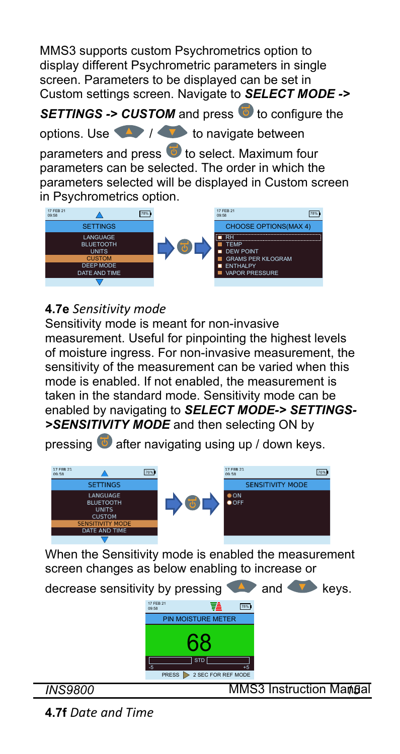MMS3 supports custom Psychrometrics option to display different Psychrometric parameters in single screen. Parameters to be displayed can be set in Custom settings screen. Navigate to ***SELECT MODE -> SETTINGS -> CUSTOM*** and press ⏻ to configure the options. Use ▲ / ▼ to navigate between parameters and press ⏻ to select. Maximum four parameters can be selected. The order in which the parameters selected will be displayed in Custom screen in Psychrometrics option.

### **4.7e** *Sensitivity mode*

Sensitivity mode is meant for non-invasive measurement. Useful for pinpointing the highest levels of moisture ingress. For non-invasive measurement, the sensitivity of the measurement can be varied when this mode is enabled. If not enabled, the measurement is taken in the standard mode. Sensitivity mode can be enabled by navigating to ***SELECT MODE-> SETTINGS->SENSITIVITY MODE*** and then selecting ON by pressing ⏻ after navigating using up / down keys.

When the Sensitivity mode is enabled the measurement screen changes as below enabling to increase or decrease sensitivity by pressing ▲ and ▼ keys.

### **4.7f** *Date and Time*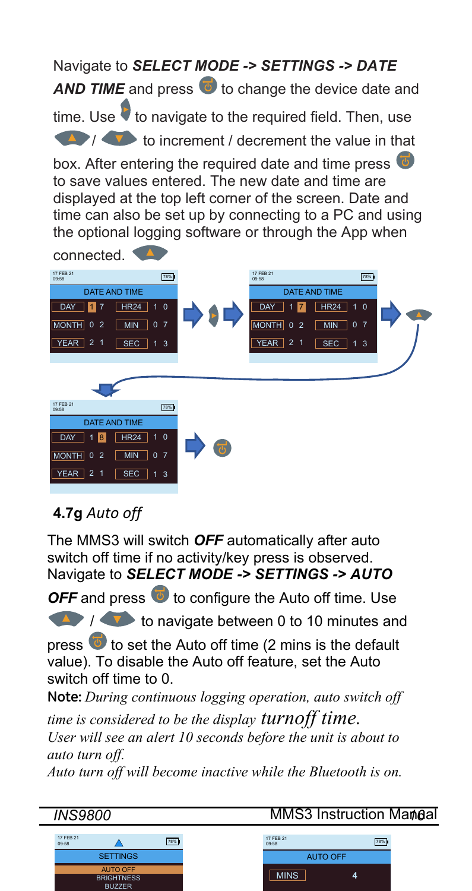Navigate to ***SELECT MODE -> SETTINGS -> DATE AND TIME*** and press to change the device date and time. Use to navigate to the required field. Then, use / to increment / decrement the value in that box. After entering the required date and time press to save values entered. The new date and time are displayed at the top left corner of the screen. Date and time can also be set up by connecting to a PC and using the optional logging software or through the App when connected.

### 4.7g *Auto off*

The MMS3 will switch ***OFF*** automatically after auto switch off time if no activity/key press is observed. Navigate to ***SELECT MODE -> SETTINGS -> AUTO OFF*** and press to configure the Auto off time. Use / to navigate between 0 to 10 minutes and press to set the Auto off time (2 mins is the default value). To disable the Auto off feature, set the Auto switch off time to 0.

**Note:** *During continuous logging operation, auto switch off time is considered to be the display turnoff time.*
*User will see an alert 10 seconds before the unit is about to auto turn off.*
*Auto turn off will become inactive while the Bluetooth is on.*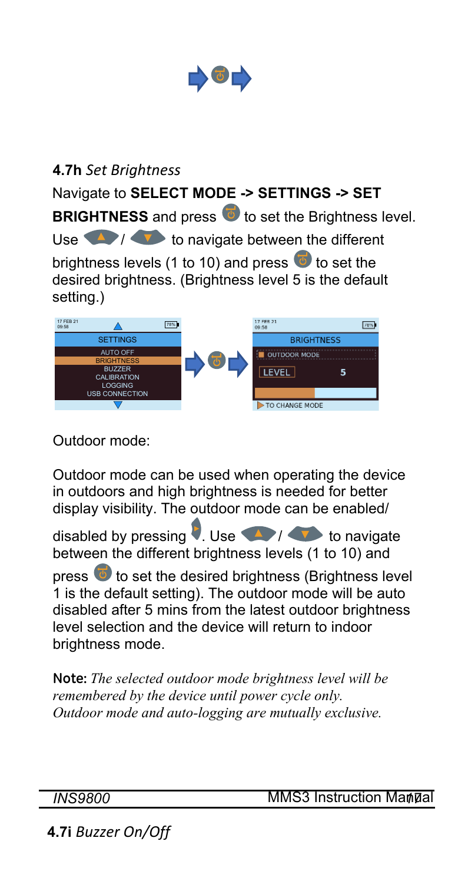**4.7h** *Set Brightness*

Navigate to **SELECT MODE -> SETTINGS -> SET BRIGHTNESS** and press to set the Brightness level. Use / to navigate between the different brightness levels (1 to 10) and press to set the desired brightness. (Brightness level 5 is the default setting.)

Outdoor mode:

Outdoor mode can be used when operating the device in outdoors and high brightness is needed for better display visibility. The outdoor mode can be enabled/ disabled by pressing . Use / to navigate between the different brightness levels (1 to 10) and press to set the desired brightness (Brightness level 1 is the default setting). The outdoor mode will be auto disabled after 5 mins from the latest outdoor brightness level selection and the device will return to indoor brightness mode.

**Note:** *The selected outdoor mode brightness level will be remembered by the device until power cycle only. Outdoor mode and auto-logging are mutually exclusive.*

**4.7i** *Buzzer On/Off*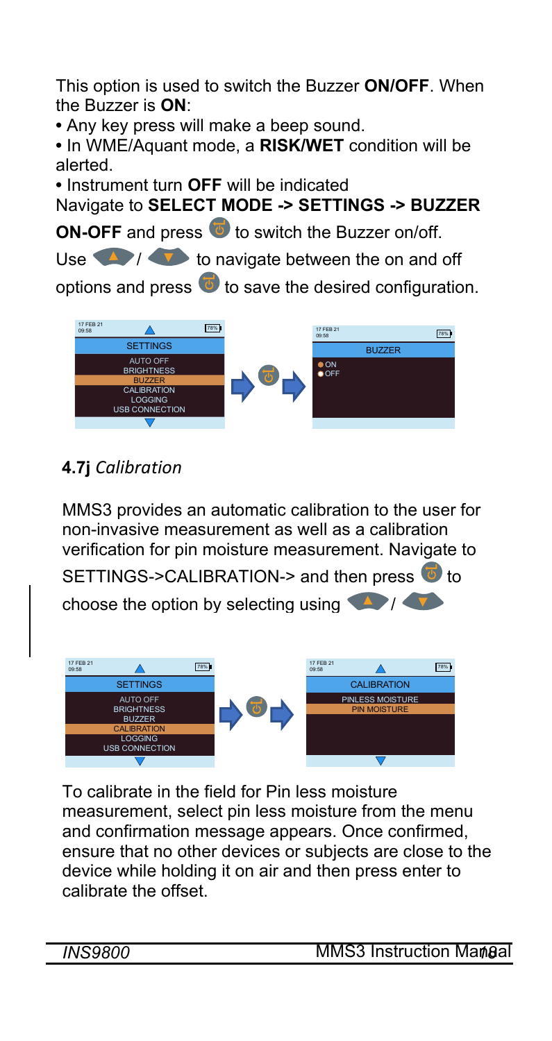This option is used to switch the Buzzer **ON/OFF**. When the Buzzer is **ON**:

- Any key press will make a beep sound.
- In WME/Aquant mode, a **RISK/WET** condition will be alerted.
- Instrument turn **OFF** will be indicated

Navigate to **SELECT MODE -> SETTINGS -> BUZZER ON-OFF** and press to switch the Buzzer on/off. Use / to navigate between the on and off options and press to save the desired configuration.

## 4.7j *Calibration*

MMS3 provides an automatic calibration to the user for non-invasive measurement as well as a calibration verification for pin moisture measurement. Navigate to SETTINGS->CALIBRATION-> and then press to choose the option by selecting using /

To calibrate in the field for Pin less moisture measurement, select pin less moisture from the menu and confirmation message appears. Once confirmed, ensure that no other devices or subjects are close to the device while holding it on air and then press enter to calibrate the offset.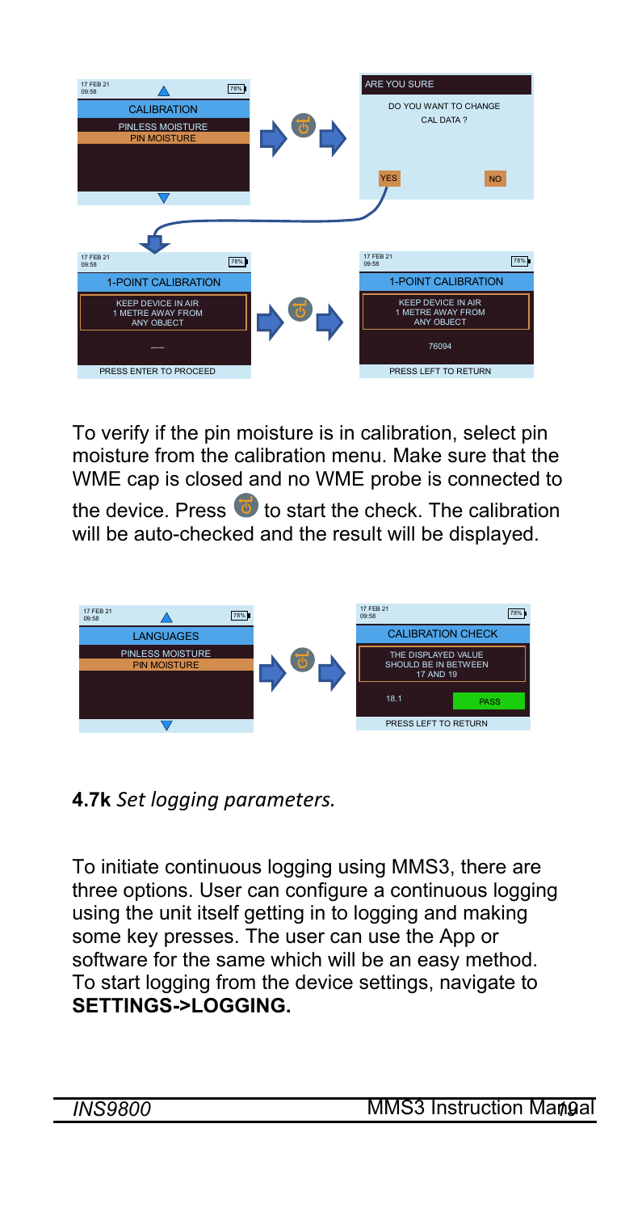To verify if the pin moisture is in calibration, select pin moisture from the calibration menu. Make sure that the WME cap is closed and no WME probe is connected to the device. Press the enter button to start the check. The calibration will be auto-checked and the result will be displayed.

**4.7k** *Set logging parameters.*

To initiate continuous logging using MMS3, there are three options. User can configure a continuous logging using the unit itself getting in to logging and making some key presses. The user can use the App or software for the same which will be an easy method. To start logging from the device settings, navigate to **SETTINGS->LOGGING.**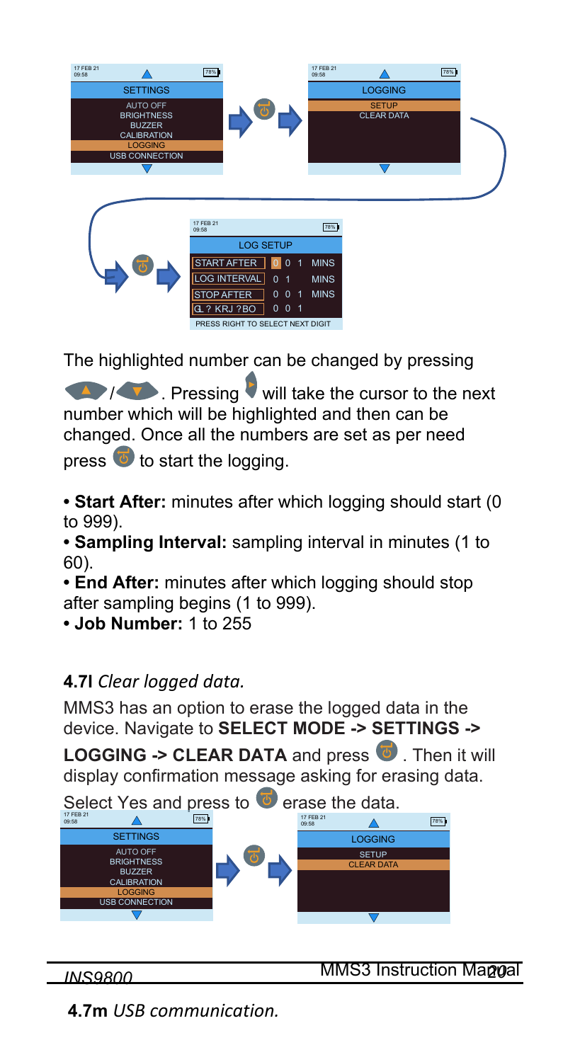The highlighted number can be changed by pressing ▲/▼. Pressing ▶ will take the cursor to the next number which will be highlighted and then can be changed. Once all the numbers are set as per need press ⏎ to start the logging.

- **Start After:** minutes after which logging should start (0 to 999).
- **Sampling Interval:** sampling interval in minutes (1 to 60).
- **End After:** minutes after which logging should stop after sampling begins (1 to 999).
- **Job Number:** 1 to 255

### **4.7l** *Clear logged data.*

MMS3 has an option to erase the logged data in the device. Navigate to **SELECT MODE -> SETTINGS -> LOGGING -> CLEAR DATA** and press ⏎. Then it will display confirmation message asking for erasing data. Select Yes and press to ⏎ erase the data.

### **4.7m** *USB communication.*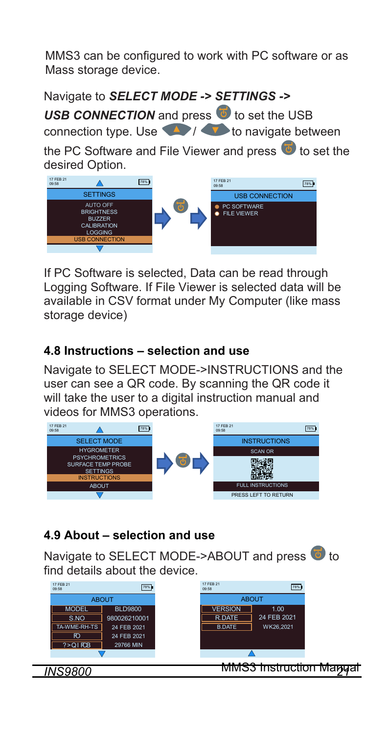MMS3 can be configured to work with PC software or as Mass storage device.

Navigate to ***SELECT MODE -> SETTINGS -> USB CONNECTION*** and press to set the USB connection type. Use / to navigate between the PC Software and File Viewer and press to set the desired Option.

If PC Software is selected, Data can be read through Logging Software. If File Viewer is selected data will be available in CSV format under My Computer (like mass storage device)

## 4.8 Instructions – selection and use

Navigate to SELECT MODE->INSTRUCTIONS and the user can see a QR code. By scanning the QR code it will take the user to a digital instruction manual and videos for MMS3 operations.

## 4.9 About – selection and use

Navigate to SELECT MODE->ABOUT and press to find details about the device.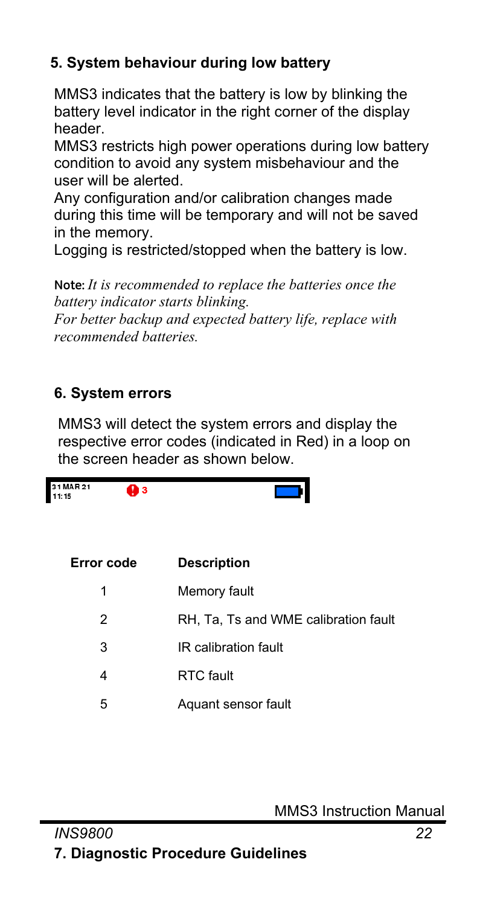## 5. System behaviour during low battery

MMS3 indicates that the battery is low by blinking the battery level indicator in the right corner of the display header.

MMS3 restricts high power operations during low battery condition to avoid any system misbehaviour and the user will be alerted.

Any configuration and/or calibration changes made during this time will be temporary and will not be saved in the memory.

Logging is restricted/stopped when the battery is low.

Note: *It is recommended to replace the batteries once the battery indicator starts blinking.*
*For better backup and expected battery life, replace with recommended batteries.*

## 6. System errors

MMS3 will detect the system errors and display the respective error codes (indicated in Red) in a loop on the screen header as shown below.

31 MAR 21
11:15 3

| Error code | Description |
|---|---|
| 1 | Memory fault |
| 2 | RH, Ta, Ts and WME calibration fault |
| 3 | IR calibration fault |
| 4 | RTC fault |
| 5 | Aquant sensor fault |

## 7. Diagnostic Procedure Guidelines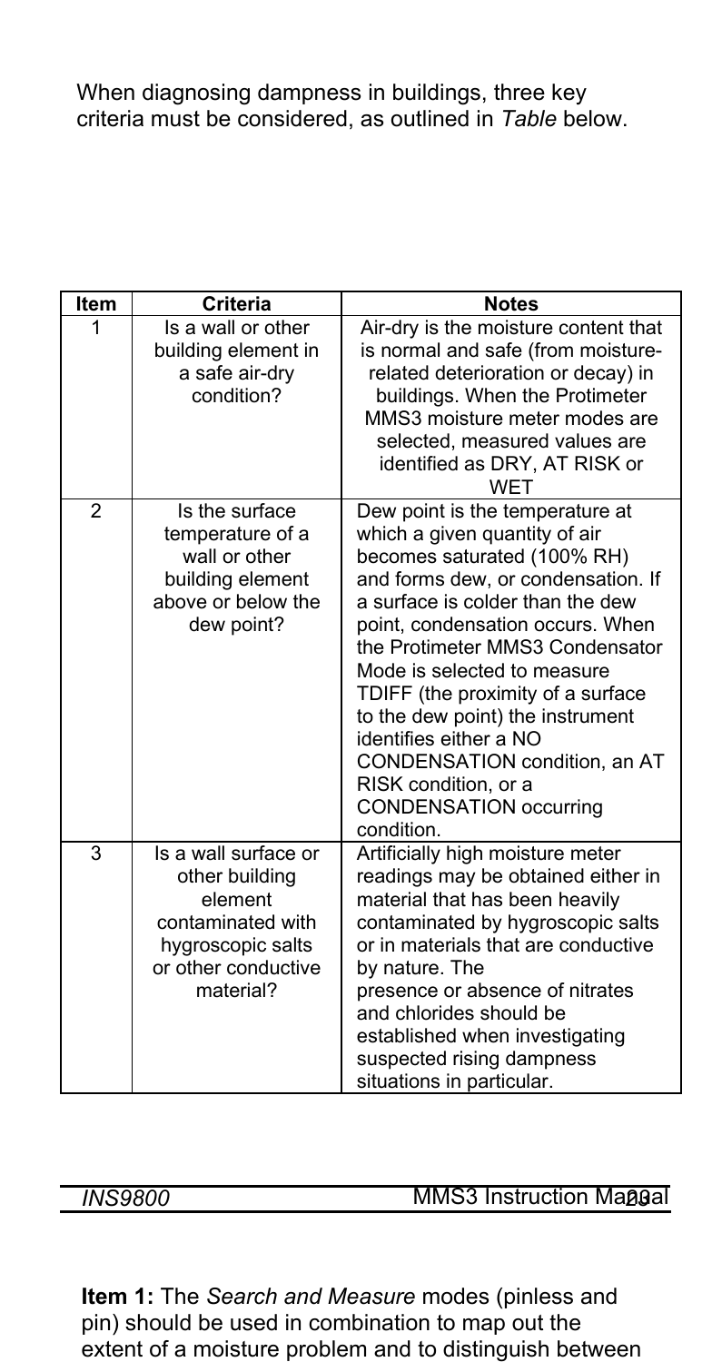When diagnosing dampness in buildings, three key criteria must be considered, as outlined in *Table* below.

| Item | Criteria | Notes |
|---|---|---|
| 1 | Is a wall or other building element in a safe air-dry condition? | Air-dry is the moisture content that is normal and safe (from moisture-related deterioration or decay) in buildings. When the Protimeter MMS3 moisture meter modes are selected, measured values are identified as DRY, AT RISK or WET |
| 2 | Is the surface temperature of a wall or other building element above or below the dew point? | Dew point is the temperature at which a given quantity of air becomes saturated (100% RH) and forms dew, or condensation. If a surface is colder than the dew point, condensation occurs. When the Protimeter MMS3 Condensator Mode is selected to measure TDIFF (the proximity of a surface to the dew point) the instrument identifies either a NO CONDENSATION condition, an AT RISK condition, or a CONDENSATION occurring condition. |
| 3 | Is a wall surface or other building element contaminated with hygroscopic salts or other conductive material? | Artificially high moisture meter readings may be obtained either in material that has been heavily contaminated by hygroscopic salts or in materials that are conductive by nature. The presence or absence of nitrates and chlorides should be established when investigating suspected rising dampness situations in particular. |

**Item 1:** The *Search and Measure* modes (pinless and pin) should be used in combination to map out the extent of a moisture problem and to distinguish between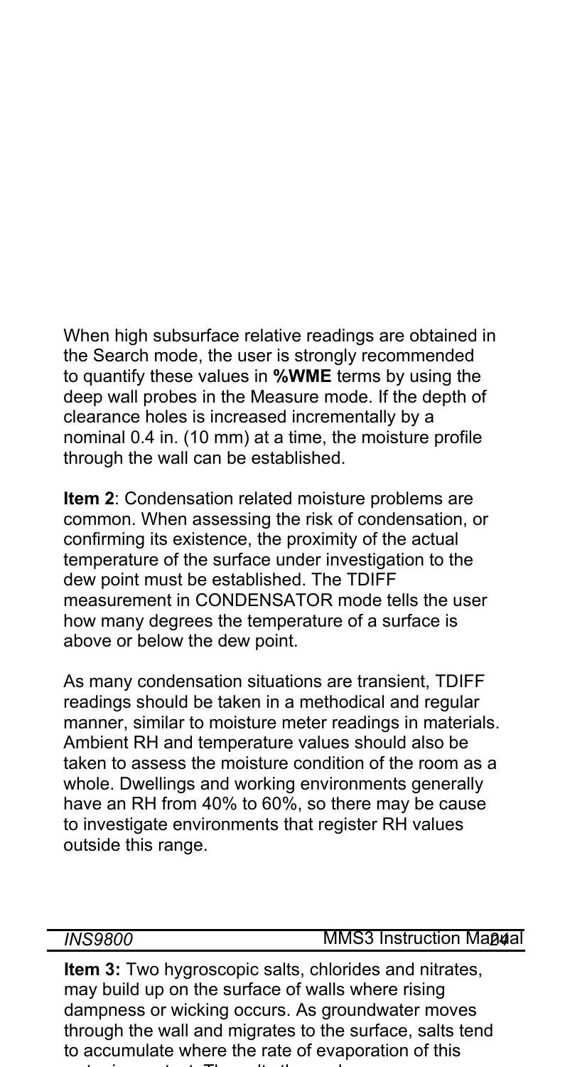When high subsurface relative readings are obtained in the Search mode, the user is strongly recommended to quantify these values in **%WME** terms by using the deep wall probes in the Measure mode. If the depth of clearance holes is increased incrementally by a nominal 0.4 in. (10 mm) at a time, the moisture profile through the wall can be established.

**Item 2**: Condensation related moisture problems are common. When assessing the risk of condensation, or confirming its existence, the proximity of the actual temperature of the surface under investigation to the dew point must be established. The TDIFF measurement in CONDENSATOR mode tells the user how many degrees the temperature of a surface is above or below the dew point.

As many condensation situations are transient, TDIFF readings should be taken in a methodical and regular manner, similar to moisture meter readings in materials. Ambient RH and temperature values should also be taken to assess the moisture condition of the room as a whole. Dwellings and working environments generally have an RH from 40% to 60%, so there may be cause to investigate environments that register RH values outside this range.

**Item 3:** Two hygroscopic salts, chlorides and nitrates, may build up on the surface of walls where rising dampness or wicking occurs. As groundwater moves through the wall and migrates to the surface, salts tend to accumulate where the rate of evaporation of this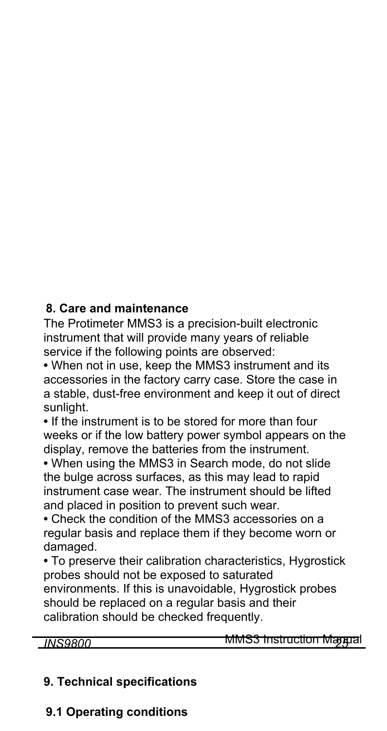## 8. Care and maintenance

The Protimeter MMS3 is a precision-built electronic instrument that will provide many years of reliable service if the following points are observed:

- When not in use, keep the MMS3 instrument and its accessories in the factory carry case. Store the case in a stable, dust-free environment and keep it out of direct sunlight.
- If the instrument is to be stored for more than four weeks or if the low battery power symbol appears on the display, remove the batteries from the instrument.
- When using the MMS3 in Search mode, do not slide the bulge across surfaces, as this may lead to rapid instrument case wear. The instrument should be lifted and placed in position to prevent such wear.
- Check the condition of the MMS3 accessories on a regular basis and replace them if they become worn or damaged.
- To preserve their calibration characteristics, Hygrostick probes should not be exposed to saturated environments. If this is unavoidable, Hygrostick probes should be replaced on a regular basis and their calibration should be checked frequently.

## 9. Technical specifications

### 9.1 Operating conditions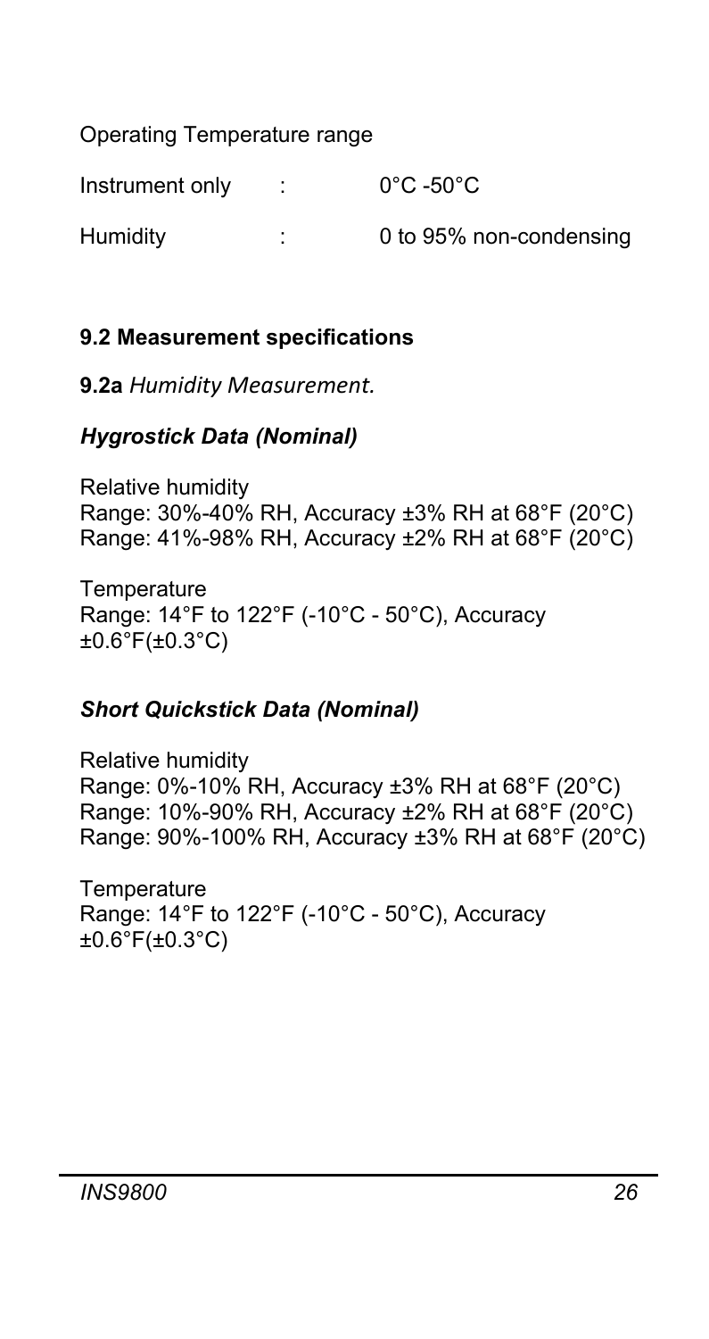Operating Temperature range

| | | |
|---|---|---|
| Instrument only | : | 0°C -50°C |
| Humidity | : | 0 to 95% non-condensing |

## 9.2 Measurement specifications

**9.2a** *Humidity Measurement.*

### *Hygrostick Data (Nominal)*

Relative humidity
Range: 30%-40% RH, Accuracy ±3% RH at 68°F (20°C)
Range: 41%-98% RH, Accuracy ±2% RH at 68°F (20°C)

Temperature
Range: 14°F to 122°F (-10°C - 50°C), Accuracy ±0.6°F(±0.3°C)

### *Short Quickstick Data (Nominal)*

Relative humidity
Range: 0%-10% RH, Accuracy ±3% RH at 68°F (20°C)
Range: 10%-90% RH, Accuracy ±2% RH at 68°F (20°C)
Range: 90%-100% RH, Accuracy ±3% RH at 68°F (20°C)

Temperature
Range: 14°F to 122°F (-10°C - 50°C), Accuracy ±0.6°F(±0.3°C)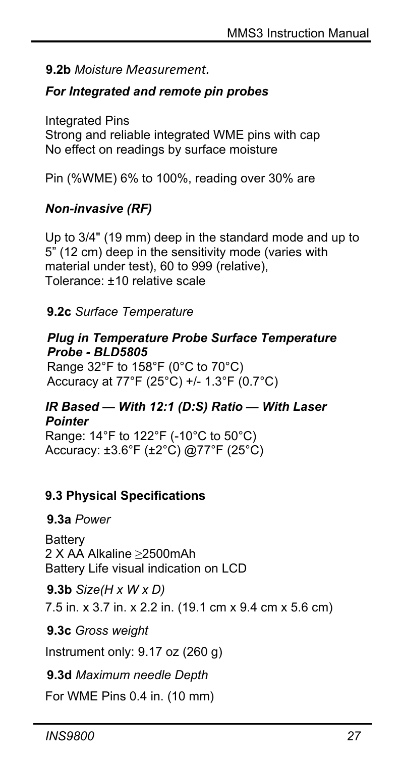**9.2b** *Moisture Measurement.*

***For Integrated and remote pin probes***

Integrated Pins
Strong and reliable integrated WME pins with cap
No effect on readings by surface moisture

Pin (%WME) 6% to 100%, reading over 30% are

***Non-invasive (RF)***

Up to 3/4" (19 mm) deep in the standard mode and up to 5" (12 cm) deep in the sensitivity mode (varies with material under test), 60 to 999 (relative),
Tolerance: ±10 relative scale

**9.2c** *Surface Temperature*

***Plug in Temperature Probe Surface Temperature Probe - BLD5805***
Range 32°F to 158°F (0°C to 70°C)
Accuracy at 77°F (25°C) +/- 1.3°F (0.7°C)

***IR Based — With 12:1 (D:S) Ratio — With Laser Pointer***
Range: 14°F to 122°F (-10°C to 50°C)
Accuracy: ±3.6°F (±2°C) @77°F (25°C)

### 9.3 Physical Specifications

**9.3a** *Power*

Battery
2 X AA Alkaline ≥2500mAh
Battery Life visual indication on LCD

**9.3b** *Size(H x W x D)*

7.5 in. x 3.7 in. x 2.2 in. (19.1 cm x 9.4 cm x 5.6 cm)

**9.3c** *Gross weight*

Instrument only: 9.17 oz (260 g)

**9.3d** *Maximum needle Depth*

For WME Pins 0.4 in. (10 mm)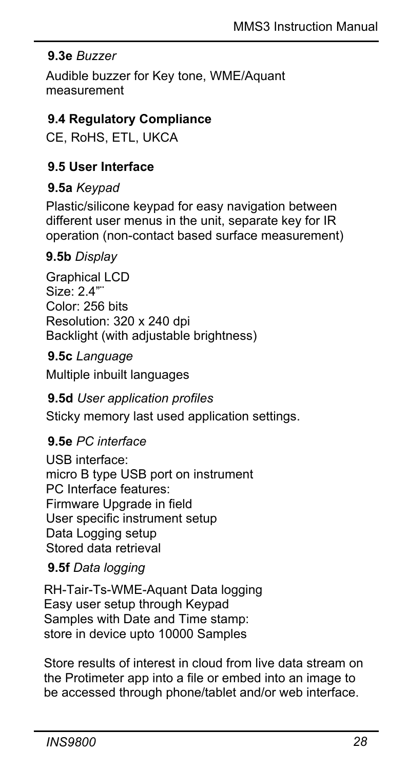**9.3e** *Buzzer*

Audible buzzer for Key tone, WME/Aquant measurement

### 9.4 Regulatory Compliance

CE, RoHS, ETL, UKCA

### 9.5 User Interface

**9.5a** *Keypad*

Plastic/silicone keypad for easy navigation between different user menus in the unit, separate key for IR operation (non-contact based surface measurement)

**9.5b** *Display*

Graphical LCD
Size: 2.4"¨
Color: 256 bits
Resolution: 320 x 240 dpi
Backlight (with adjustable brightness)

**9.5c** *Language*

Multiple inbuilt languages

**9.5d** *User application profiles*

Sticky memory last used application settings.

**9.5e** *PC interface*

USB interface:
micro B type USB port on instrument
PC Interface features:
Firmware Upgrade in field
User specific instrument setup
Data Logging setup
Stored data retrieval

**9.5f** *Data logging*

RH-Tair-Ts-WME-Aquant Data logging
Easy user setup through Keypad
Samples with Date and Time stamp:
store in device upto 10000 Samples

Store results of interest in cloud from live data stream on the Protimeter app into a file or embed into an image to be accessed through phone/tablet and/or web interface.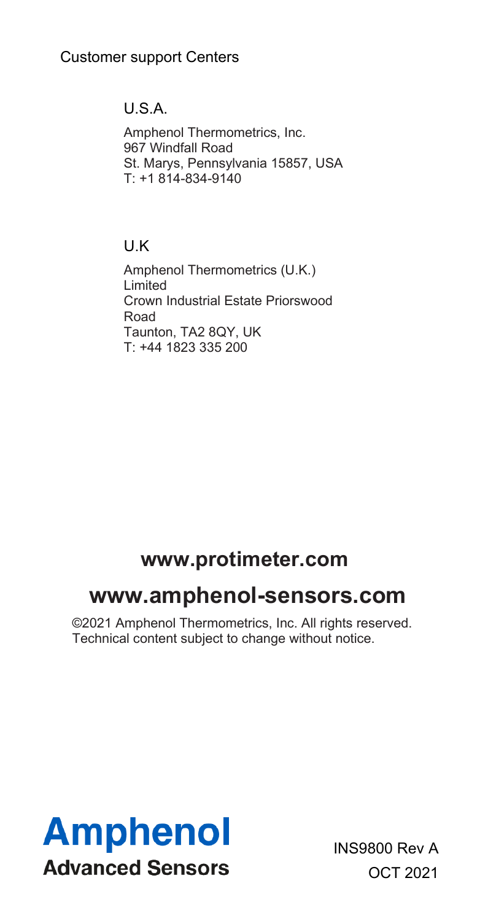Customer support Centers

U.S.A.

Amphenol Thermometrics, Inc.
967 Windfall Road
St. Marys, Pennsylvania 15857, USA
T: +1 814-834-9140

U.K

Amphenol Thermometrics (U.K.)
Limited
Crown Industrial Estate Priorswood
Road
Taunton, TA2 8QY, UK
T: +44 1823 335 200

**www.protimeter.com**

**www.amphenol-sensors.com**

©2021 Amphenol Thermometrics, Inc. All rights reserved.
Technical content subject to change without notice.

**Amphenol**
**Advanced Sensors**

INS9800 Rev A
OCT 2021